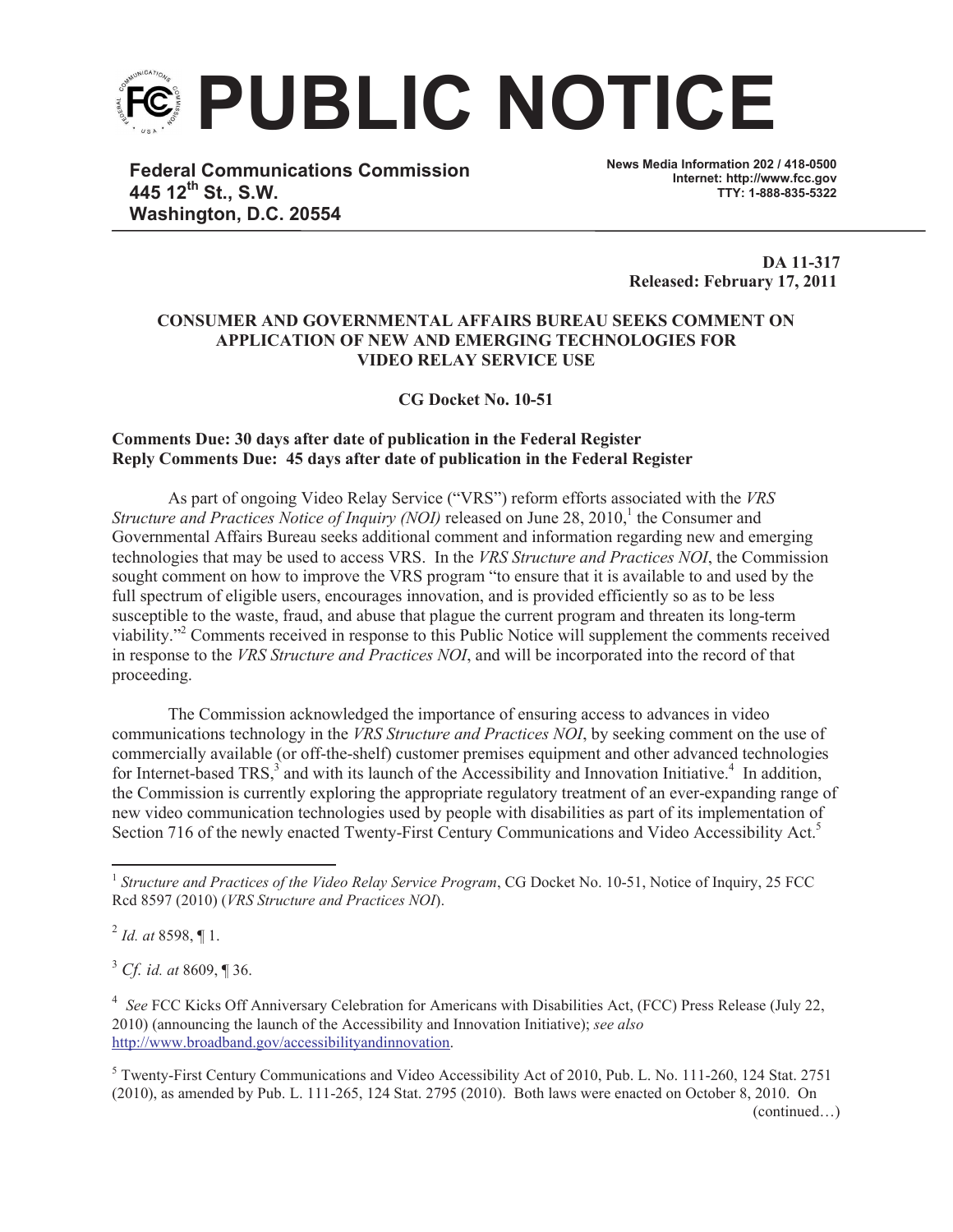# PUBLIC NOTICE

**Federal Communications Commission**
**445 12th St., S.W.**
**Washington, D.C. 20554**

**News Media Information 202 / 418-0500**
**Internet: http://www.fcc.gov**
**TTY: 1-888-835-5322**

**DA 11-317**
**Released: February 17, 2011**

**CONSUMER AND GOVERNMENTAL AFFAIRS BUREAU SEEKS COMMENT ON APPLICATION OF NEW AND EMERGING TECHNOLOGIES FOR VIDEO RELAY SERVICE USE**

**CG Docket No. 10-51**

**Comments Due: 30 days after date of publication in the Federal Register**
**Reply Comments Due: 45 days after date of publication in the Federal Register**

As part of ongoing Video Relay Service ("VRS") reform efforts associated with the *VRS Structure and Practices Notice of Inquiry (NOI)* released on June 28, 2010,[1] the Consumer and Governmental Affairs Bureau seeks additional comment and information regarding new and emerging technologies that may be used to access VRS. In the *VRS Structure and Practices NOI*, the Commission sought comment on how to improve the VRS program "to ensure that it is available to and used by the full spectrum of eligible users, encourages innovation, and is provided efficiently so as to be less susceptible to the waste, fraud, and abuse that plague the current program and threaten its long-term viability."[2] Comments received in response to this Public Notice will supplement the comments received in response to the *VRS Structure and Practices NOI*, and will be incorporated into the record of that proceeding.

The Commission acknowledged the importance of ensuring access to advances in video communications technology in the *VRS Structure and Practices NOI*, by seeking comment on the use of commercially available (or off-the-shelf) customer premises equipment and other advanced technologies for Internet-based TRS,[3] and with its launch of the Accessibility and Innovation Initiative.[4] In addition, the Commission is currently exploring the appropriate regulatory treatment of an ever-expanding range of new video communication technologies used by people with disabilities as part of its implementation of Section 716 of the newly enacted Twenty-First Century Communications and Video Accessibility Act.[5]

---

[1] *Structure and Practices of the Video Relay Service Program*, CG Docket No. 10-51, Notice of Inquiry, 25 FCC Rcd 8597 (2010) (*VRS Structure and Practices NOI*).

[2] *Id. at* 8598, ¶ 1.

[3] *Cf. id. at* 8609, ¶ 36.

[4] *See* FCC Kicks Off Anniversary Celebration for Americans with Disabilities Act, (FCC) Press Release (July 22, 2010) (announcing the launch of the Accessibility and Innovation Initiative); *see also* http://www.broadband.gov/accessibilityandinnovation.

[5] Twenty-First Century Communications and Video Accessibility Act of 2010, Pub. L. No. 111-260, 124 Stat. 2751 (2010), as amended by Pub. L. 111-265, 124 Stat. 2795 (2010). Both laws were enacted on October 8, 2010. On (continued…)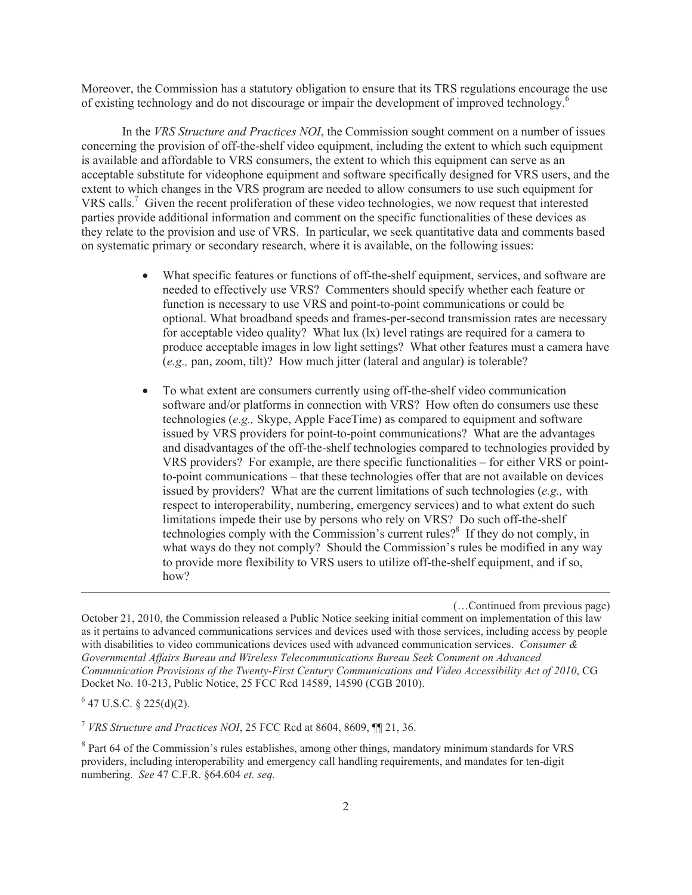Moreover, the Commission has a statutory obligation to ensure that its TRS regulations encourage the use of existing technology and do not discourage or impair the development of improved technology.[6]

In the *VRS Structure and Practices NOI*, the Commission sought comment on a number of issues concerning the provision of off-the-shelf video equipment, including the extent to which such equipment is available and affordable to VRS consumers, the extent to which this equipment can serve as an acceptable substitute for videophone equipment and software specifically designed for VRS users, and the extent to which changes in the VRS program are needed to allow consumers to use such equipment for VRS calls.[7] Given the recent proliferation of these video technologies, we now request that interested parties provide additional information and comment on the specific functionalities of these devices as they relate to the provision and use of VRS. In particular, we seek quantitative data and comments based on systematic primary or secondary research, where it is available, on the following issues:

- What specific features or functions of off-the-shelf equipment, services, and software are needed to effectively use VRS? Commenters should specify whether each feature or function is necessary to use VRS and point-to-point communications or could be optional. What broadband speeds and frames-per-second transmission rates are necessary for acceptable video quality? What lux (lx) level ratings are required for a camera to produce acceptable images in low light settings? What other features must a camera have (*e.g.,* pan, zoom, tilt)? How much jitter (lateral and angular) is tolerable?

- To what extent are consumers currently using off-the-shelf video communication software and/or platforms in connection with VRS? How often do consumers use these technologies (*e.g.,* Skype, Apple FaceTime) as compared to equipment and software issued by VRS providers for point-to-point communications? What are the advantages and disadvantages of the off-the-shelf technologies compared to technologies provided by VRS providers? For example, are there specific functionalities – for either VRS or point-to-point communications – that these technologies offer that are not available on devices issued by providers? What are the current limitations of such technologies (*e.g.,* with respect to interoperability, numbering, emergency services) and to what extent do such limitations impede their use by persons who rely on VRS? Do such off-the-shelf technologies comply with the Commission's current rules?[8] If they do not comply, in what ways do they not comply? Should the Commission's rules be modified in any way to provide more flexibility to VRS users to utilize off-the-shelf equipment, and if so, how?

---

(…Continued from previous page)

October 21, 2010, the Commission released a Public Notice seeking initial comment on implementation of this law as it pertains to advanced communications services and devices used with those services, including access by people with disabilities to video communications devices used with advanced communication services. *Consumer & Governmental Affairs Bureau and Wireless Telecommunications Bureau Seek Comment on Advanced Communication Provisions of the Twenty-First Century Communications and Video Accessibility Act of 2010*, CG Docket No. 10-213, Public Notice, 25 FCC Rcd 14589, 14590 (CGB 2010).

[6] 47 U.S.C. § 225(d)(2).

[7] *VRS Structure and Practices NOI*, 25 FCC Rcd at 8604, 8609, ¶¶ 21, 36.

[8] Part 64 of the Commission's rules establishes, among other things, mandatory minimum standards for VRS providers, including interoperability and emergency call handling requirements, and mandates for ten-digit numbering. *See* 47 C.F.R. §64.604 *et. seq.*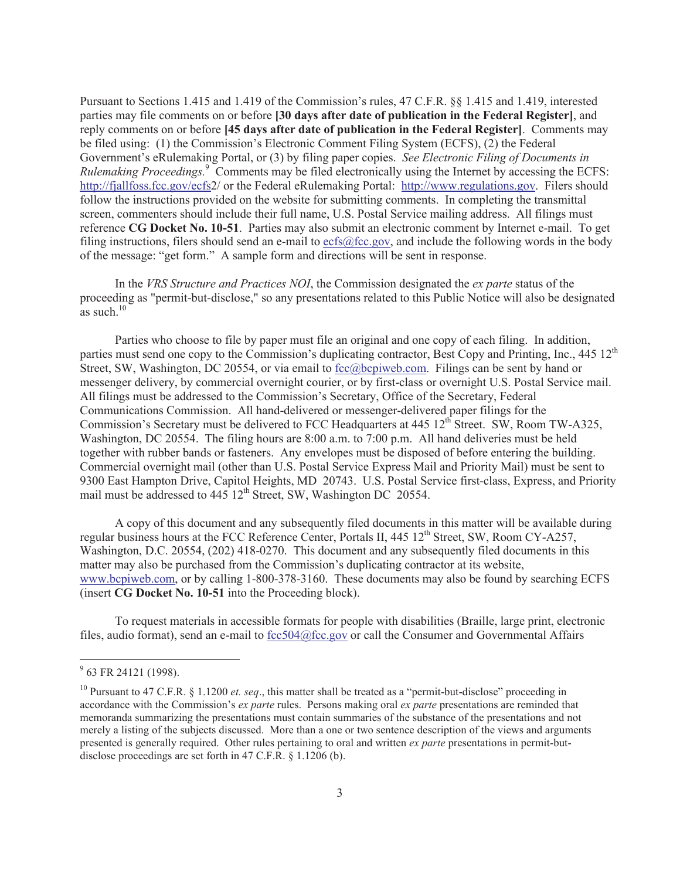Pursuant to Sections 1.415 and 1.419 of the Commission's rules, 47 C.F.R. §§ 1.415 and 1.419, interested parties may file comments on or before **[30 days after date of publication in the Federal Register]**, and reply comments on or before **[45 days after date of publication in the Federal Register]**. Comments may be filed using: (1) the Commission's Electronic Comment Filing System (ECFS), (2) the Federal Government's eRulemaking Portal, or (3) by filing paper copies. *See Electronic Filing of Documents in Rulemaking Proceedings.*[9] Comments may be filed electronically using the Internet by accessing the ECFS: http://fjallfoss.fcc.gov/ecfs2/ or the Federal eRulemaking Portal: http://www.regulations.gov. Filers should follow the instructions provided on the website for submitting comments. In completing the transmittal screen, commenters should include their full name, U.S. Postal Service mailing address. All filings must reference **CG Docket No. 10-51**. Parties may also submit an electronic comment by Internet e-mail. To get filing instructions, filers should send an e-mail to ecfs@fcc.gov, and include the following words in the body of the message: "get form." A sample form and directions will be sent in response.

In the *VRS Structure and Practices NOI*, the Commission designated the *ex parte* status of the proceeding as "permit-but-disclose," so any presentations related to this Public Notice will also be designated as such.[10]

Parties who choose to file by paper must file an original and one copy of each filing. In addition, parties must send one copy to the Commission's duplicating contractor, Best Copy and Printing, Inc., 445 12th Street, SW, Washington, DC 20554, or via email to fcc@bcpiweb.com. Filings can be sent by hand or messenger delivery, by commercial overnight courier, or by first-class or overnight U.S. Postal Service mail. All filings must be addressed to the Commission's Secretary, Office of the Secretary, Federal Communications Commission. All hand-delivered or messenger-delivered paper filings for the Commission's Secretary must be delivered to FCC Headquarters at 445 12th Street. SW, Room TW-A325, Washington, DC 20554. The filing hours are 8:00 a.m. to 7:00 p.m. All hand deliveries must be held together with rubber bands or fasteners. Any envelopes must be disposed of before entering the building. Commercial overnight mail (other than U.S. Postal Service Express Mail and Priority Mail) must be sent to 9300 East Hampton Drive, Capitol Heights, MD 20743. U.S. Postal Service first-class, Express, and Priority mail must be addressed to 445 12th Street, SW, Washington DC 20554.

A copy of this document and any subsequently filed documents in this matter will be available during regular business hours at the FCC Reference Center, Portals II, 445 12th Street, SW, Room CY-A257, Washington, D.C. 20554, (202) 418-0270. This document and any subsequently filed documents in this matter may also be purchased from the Commission's duplicating contractor at its website, www.bcpiweb.com, or by calling 1-800-378-3160. These documents may also be found by searching ECFS (insert **CG Docket No. 10-51** into the Proceeding block).

To request materials in accessible formats for people with disabilities (Braille, large print, electronic files, audio format), send an e-mail to fcc504@fcc.gov or call the Consumer and Governmental Affairs

---

[9] 63 FR 24121 (1998).

[10] Pursuant to 47 C.F.R. § 1.1200 *et. seq*., this matter shall be treated as a "permit-but-disclose" proceeding in accordance with the Commission's *ex parte* rules. Persons making oral *ex parte* presentations are reminded that memoranda summarizing the presentations must contain summaries of the substance of the presentations and not merely a listing of the subjects discussed. More than a one or two sentence description of the views and arguments presented is generally required. Other rules pertaining to oral and written *ex parte* presentations in permit-but-disclose proceedings are set forth in 47 C.F.R. § 1.1206 (b).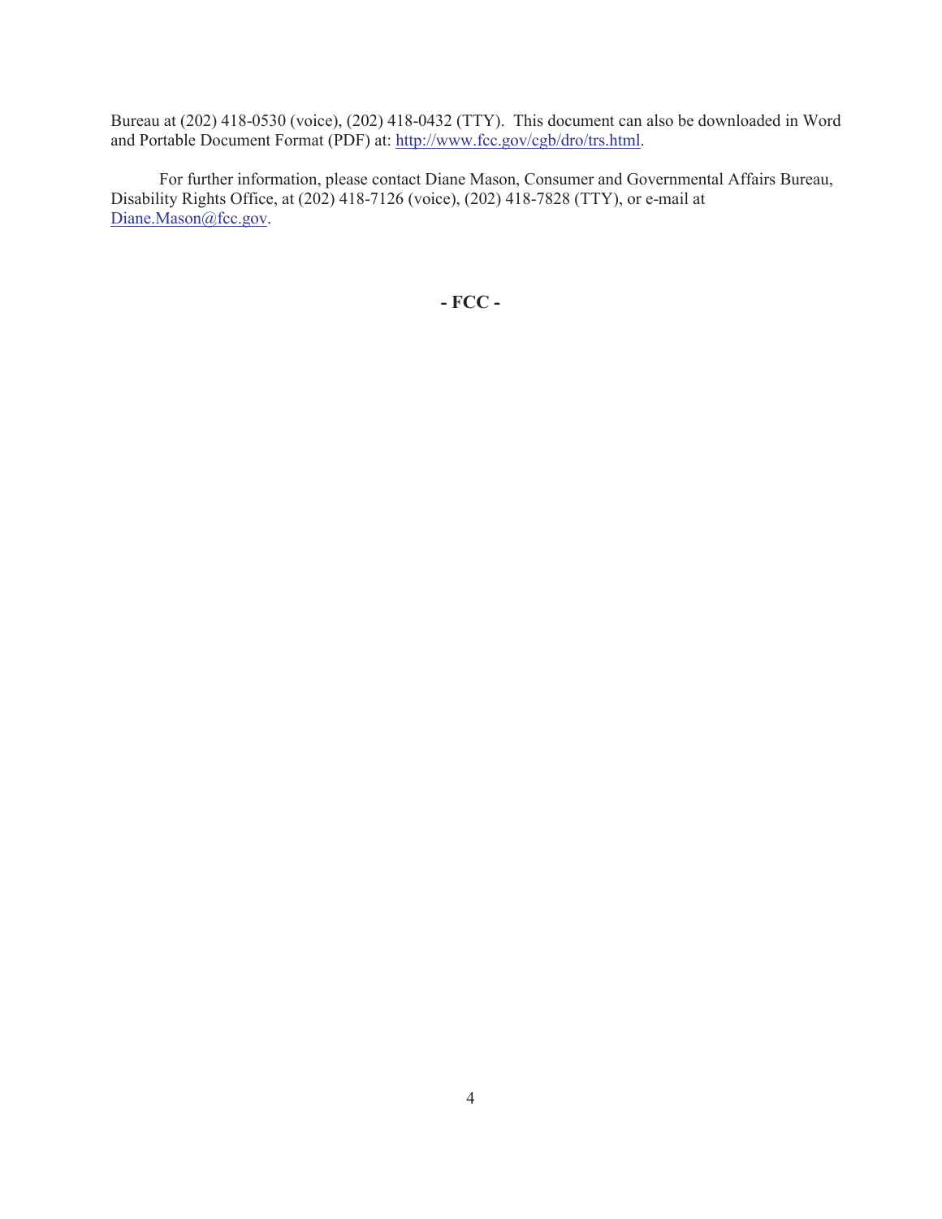Bureau at (202) 418-0530 (voice), (202) 418-0432 (TTY). This document can also be downloaded in Word and Portable Document Format (PDF) at: http://www.fcc.gov/cgb/dro/trs.html.

For further information, please contact Diane Mason, Consumer and Governmental Affairs Bureau, Disability Rights Office, at (202) 418-7126 (voice), (202) 418-7828 (TTY), or e-mail at Diane.Mason@fcc.gov.

**- FCC -**